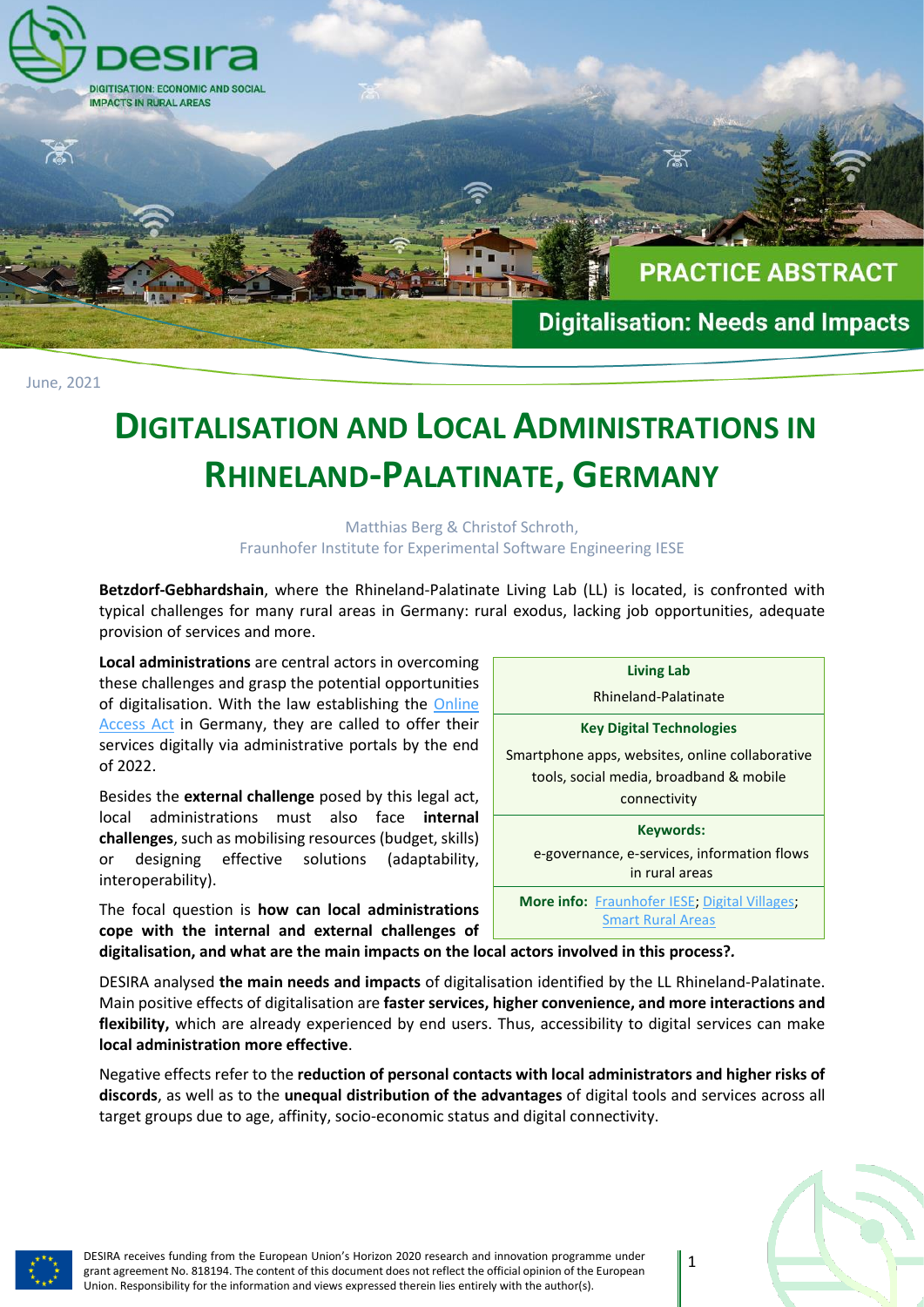DESIRA – DIGITISATION: ECONOMIC AND SOCIAL IMPACTS IN RURAL AREAS

PRACTICE ABSTRACT

Digitalisation: Needs and Impacts

June, 2021

# DIGITALISATION AND LOCAL ADMINISTRATIONS IN RHINELAND-PALATINATE, GERMANY

Matthias Berg & Christof Schroth,
Fraunhofer Institute for Experimental Software Engineering IESE

**Betzdorf-Gebhardshain**, where the Rhineland-Palatinate Living Lab (LL) is located, is confronted with typical challenges for many rural areas in Germany: rural exodus, lacking job opportunities, adequate provision of services and more.

| **Living Lab** |
|---|
| Rhineland-Palatinate |
| **Key Digital Technologies** |
| Smartphone apps, websites, online collaborative tools, social media, broadband & mobile connectivity |
| **Keywords:** |
| e-governance, e-services, information flows in rural areas |
| **More info:** Fraunhofer IESE; Digital Villages; Smart Rural Areas |

**Local administrations** are central actors in overcoming these challenges and grasp the potential opportunities of digitalisation. With the law establishing the Online Access Act in Germany, they are called to offer their services digitally via administrative portals by the end of 2022.

Besides the **external challenge** posed by this legal act, local administrations must also face **internal challenges**, such as mobilising resources (budget, skills) or designing effective solutions (adaptability, interoperability).

The focal question is **how can local administrations cope with the internal and external challenges of digitalisation, and what are the main impacts on the local actors involved in this process?.**

DESIRA analysed **the main needs and impacts** of digitalisation identified by the LL Rhineland-Palatinate. Main positive effects of digitalisation are **faster services, higher convenience, and more interactions and flexibility,** which are already experienced by end users. Thus, accessibility to digital services can make **local administration more effective**.

Negative effects refer to the **reduction of personal contacts with local administrators and higher risks of discords**, as well as to the **unequal distribution of the advantages** of digital tools and services across all target groups due to age, affinity, socio-economic status and digital connectivity.

DESIRA receives funding from the European Union's Horizon 2020 research and innovation programme under grant agreement No. 818194. The content of this document does not reflect the official opinion of the European Union. Responsibility for the information and views expressed therein lies entirely with the author(s).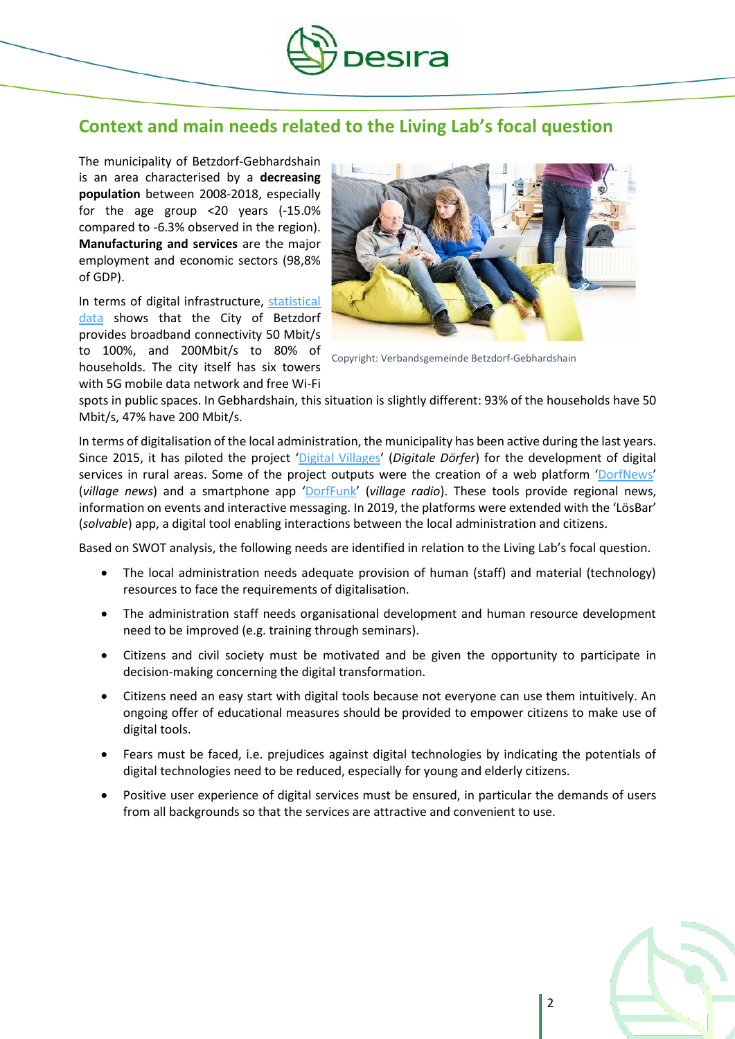## Context and main needs related to the Living Lab's focal question

The municipality of Betzdorf-Gebhardshain is an area characterised by a **decreasing population** between 2008-2018, especially for the age group <20 years (-15.0% compared to -6.3% observed in the region). **Manufacturing and services** are the major employment and economic sectors (98,8% of GDP).

Copyright: Verbandsgemeinde Betzdorf-Gebhardshain

In terms of digital infrastructure, statistical data shows that the City of Betzdorf provides broadband connectivity 50 Mbit/s to 100%, and 200Mbit/s to 80% of households. The city itself has six towers with 5G mobile data network and free Wi-Fi spots in public spaces. In Gebhardshain, this situation is slightly different: 93% of the households have 50 Mbit/s, 47% have 200 Mbit/s.

In terms of digitalisation of the local administration, the municipality has been active during the last years. Since 2015, it has piloted the project 'Digital Villages' (*Digitale Dörfer*) for the development of digital services in rural areas. Some of the project outputs were the creation of a web platform 'DorfNews' (*village news*) and a smartphone app 'DorfFunk' (*village radio*). These tools provide regional news, information on events and interactive messaging. In 2019, the platforms were extended with the 'LösBar' (*solvable*) app, a digital tool enabling interactions between the local administration and citizens.

Based on SWOT analysis, the following needs are identified in relation to the Living Lab's focal question.

- The local administration needs adequate provision of human (staff) and material (technology) resources to face the requirements of digitalisation.
- The administration staff needs organisational development and human resource development need to be improved (e.g. training through seminars).
- Citizens and civil society must be motivated and be given the opportunity to participate in decision-making concerning the digital transformation.
- Citizens need an easy start with digital tools because not everyone can use them intuitively. An ongoing offer of educational measures should be provided to empower citizens to make use of digital tools.
- Fears must be faced, i.e. prejudices against digital technologies by indicating the potentials of digital technologies need to be reduced, especially for young and elderly citizens.
- Positive user experience of digital services must be ensured, in particular the demands of users from all backgrounds so that the services are attractive and convenient to use.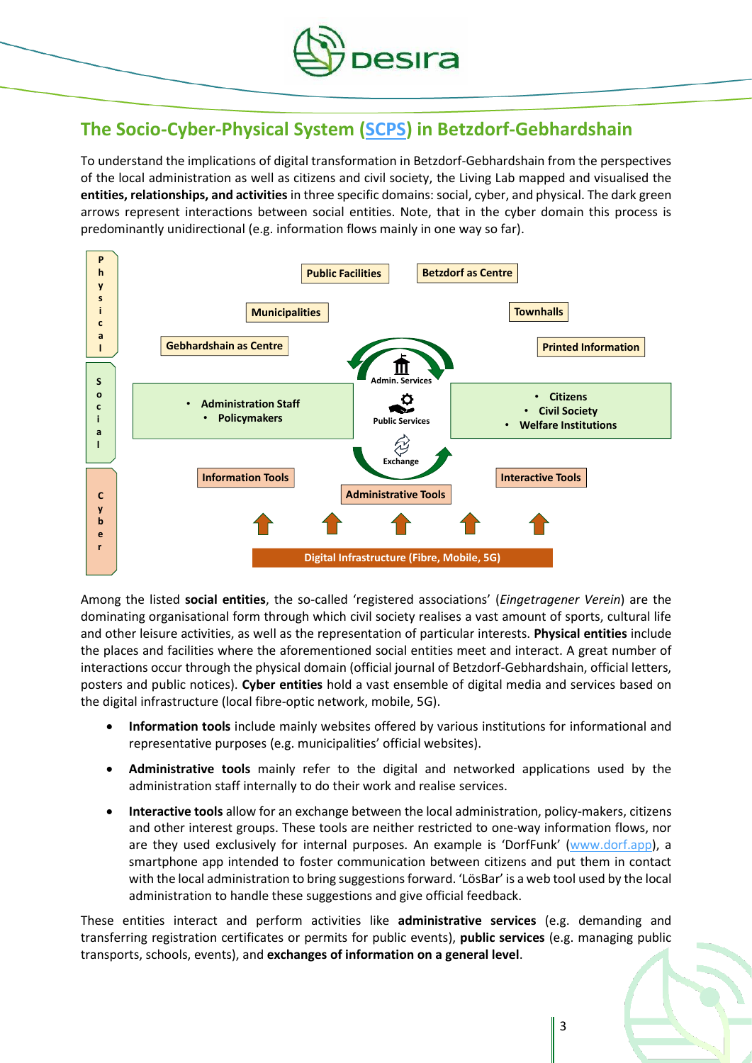## The Socio-Cyber-Physical System (SCPS) in Betzdorf-Gebhardshain

To understand the implications of digital transformation in Betzdorf-Gebhardshain from the perspectives of the local administration as well as citizens and civil society, the Living Lab mapped and visualised the **entities, relationships, and activities** in three specific domains: social, cyber, and physical. The dark green arrows represent interactions between social entities. Note, that in the cyber domain this process is predominantly unidirectional (e.g. information flows mainly in one way so far).

**Physical:** Public Facilities; Betzdorf as Centre; Municipalities; Townhalls; Gebhardshain as Centre; Printed Information

**Social:**
- Administration Staff
- Policymakers

Admin. Services; Public Services; Exchange

- Citizens
- Civil Society
- Welfare Institutions

**Cyber:** Information Tools; Administrative Tools; Interactive Tools; Digital Infrastructure (Fibre, Mobile, 5G)

Among the listed **social entities**, the so-called 'registered associations' (*Eingetragener Verein*) are the dominating organisational form through which civil society realises a vast amount of sports, cultural life and other leisure activities, as well as the representation of particular interests. **Physical entities** include the places and facilities where the aforementioned social entities meet and interact. A great number of interactions occur through the physical domain (official journal of Betzdorf-Gebhardshain, official letters, posters and public notices). **Cyber entities** hold a vast ensemble of digital media and services based on the digital infrastructure (local fibre-optic network, mobile, 5G).

- **Information tools** include mainly websites offered by various institutions for informational and representative purposes (e.g. municipalities' official websites).
- **Administrative tools** mainly refer to the digital and networked applications used by the administration staff internally to do their work and realise services.
- **Interactive tools** allow for an exchange between the local administration, policy-makers, citizens and other interest groups. These tools are neither restricted to one-way information flows, nor are they used exclusively for internal purposes. An example is 'DorfFunk' (www.dorf.app), a smartphone app intended to foster communication between citizens and put them in contact with the local administration to bring suggestions forward. 'LösBar' is a web tool used by the local administration to handle these suggestions and give official feedback.

These entities interact and perform activities like **administrative services** (e.g. demanding and transferring registration certificates or permits for public events), **public services** (e.g. managing public transports, schools, events), and **exchanges of information on a general level**.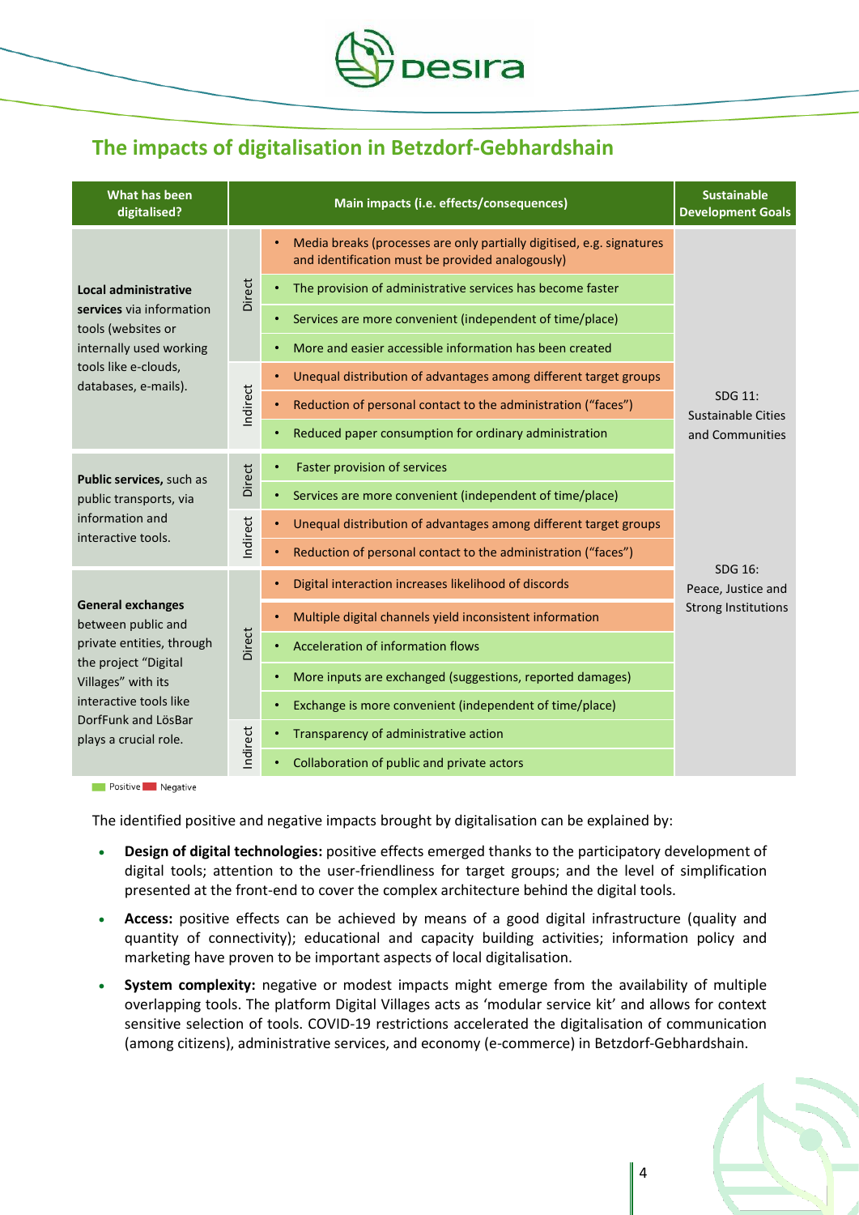## The impacts of digitalisation in Betzdorf-Gebhardshain

| What has been digitalised? | | Main impacts (i.e. effects/consequences) | Sustainable Development Goals |
|---|---|---|---|
| **Local administrative services** via information tools (websites or internally used working tools like e-clouds, databases, e-mails). | Direct | Media breaks (processes are only partially digitised, e.g. signatures and identification must be provided analogously) (Negative) | SDG 11: Sustainable Cities and Communities |
| | | The provision of administrative services has become faster (Positive) | |
| | | Services are more convenient (independent of time/place) (Positive) | |
| | | More and easier accessible information has been created (Positive) | |
| | Indirect | Unequal distribution of advantages among different target groups (Negative) | |
| | | Reduction of personal contact to the administration ("faces") (Negative) | |
| | | Reduced paper consumption for ordinary administration (Positive) | |
| **Public services,** such as public transports, via information and interactive tools. | Direct | Faster provision of services (Positive) | |
| | | Services are more convenient (independent of time/place) (Positive) | |
| | Indirect | Unequal distribution of advantages among different target groups (Negative) | |
| | | Reduction of personal contact to the administration ("faces") (Negative) | SDG 16: Peace, Justice and Strong Institutions |
| **General exchanges** between public and private entities, through the project "Digital Villages" with its interactive tools like DorfFunk and LösBar plays a crucial role. | Direct | Digital interaction increases likelihood of discords (Negative) | |
| | | Multiple digital channels yield inconsistent information (Negative) | |
| | | Acceleration of information flows (Positive) | |
| | | More inputs are exchanged (suggestions, reported damages) (Positive) | |
| | | Exchange is more convenient (independent of time/place) (Positive) | |
| | Indirect | Transparency of administrative action (Positive) | |
| | | Collaboration of public and private actors (Positive) | |

Positive / Negative

The identified positive and negative impacts brought by digitalisation can be explained by:

- **Design of digital technologies:** positive effects emerged thanks to the participatory development of digital tools; attention to the user-friendliness for target groups; and the level of simplification presented at the front-end to cover the complex architecture behind the digital tools.
- **Access:** positive effects can be achieved by means of a good digital infrastructure (quality and quantity of connectivity); educational and capacity building activities; information policy and marketing have proven to be important aspects of local digitalisation.
- **System complexity:** negative or modest impacts might emerge from the availability of multiple overlapping tools. The platform Digital Villages acts as 'modular service kit' and allows for context sensitive selection of tools. COVID-19 restrictions accelerated the digitalisation of communication (among citizens), administrative services, and economy (e-commerce) in Betzdorf-Gebhardshain.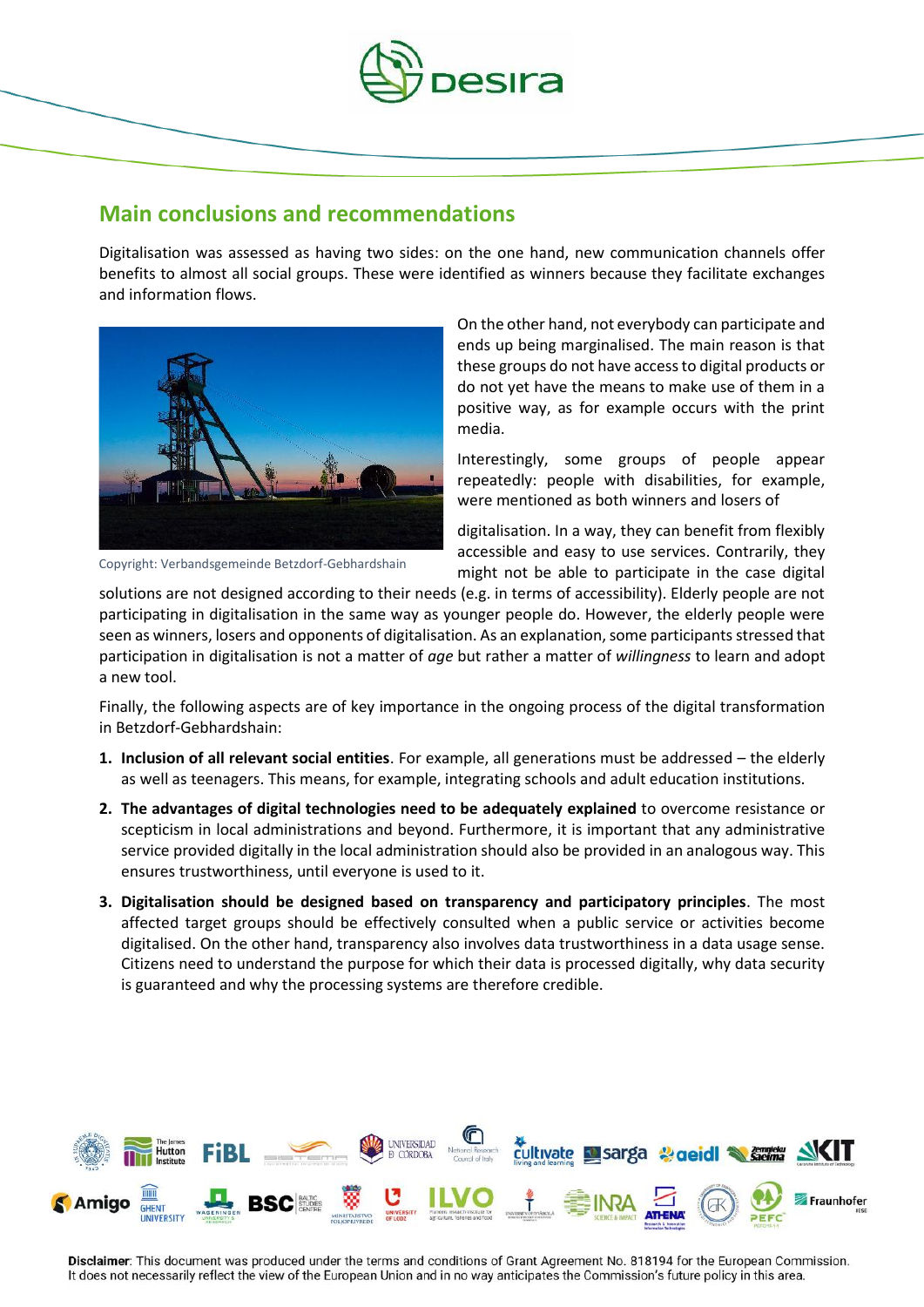## Main conclusions and recommendations

Digitalisation was assessed as having two sides: on the one hand, new communication channels offer benefits to almost all social groups. These were identified as winners because they facilitate exchanges and information flows.

Copyright: Verbandsgemeinde Betzdorf-Gebhardshain

On the other hand, not everybody can participate and ends up being marginalised. The main reason is that these groups do not have access to digital products or do not yet have the means to make use of them in a positive way, as for example occurs with the print media.

Interestingly, some groups of people appear repeatedly: people with disabilities, for example, were mentioned as both winners and losers of digitalisation. In a way, they can benefit from flexibly accessible and easy to use services. Contrarily, they might not be able to participate in the case digital solutions are not designed according to their needs (e.g. in terms of accessibility). Elderly people are not participating in digitalisation in the same way as younger people do. However, the elderly people were seen as winners, losers and opponents of digitalisation. As an explanation, some participants stressed that participation in digitalisation is not a matter of *age* but rather a matter of *willingness* to learn and adopt a new tool.

Finally, the following aspects are of key importance in the ongoing process of the digital transformation in Betzdorf-Gebhardshain:

1. **Inclusion of all relevant social entities**. For example, all generations must be addressed – the elderly as well as teenagers. This means, for example, integrating schools and adult education institutions.
2. **The advantages of digital technologies need to be adequately explained** to overcome resistance or scepticism in local administrations and beyond. Furthermore, it is important that any administrative service provided digitally in the local administration should also be provided in an analogous way. This ensures trustworthiness, until everyone is used to it.
3. **Digitalisation should be designed based on transparency and participatory principles**. The most affected target groups should be effectively consulted when a public service or activities become digitalised. On the other hand, transparency also involves data trustworthiness in a data usage sense. Citizens need to understand the purpose for which their data is processed digitally, why data security is guaranteed and why the processing systems are therefore credible.

**Disclaimer**: This document was produced under the terms and conditions of Grant Agreement No. 818194 for the European Commission. It does not necessarily reflect the view of the European Union and in no way anticipates the Commission's future policy in this area.